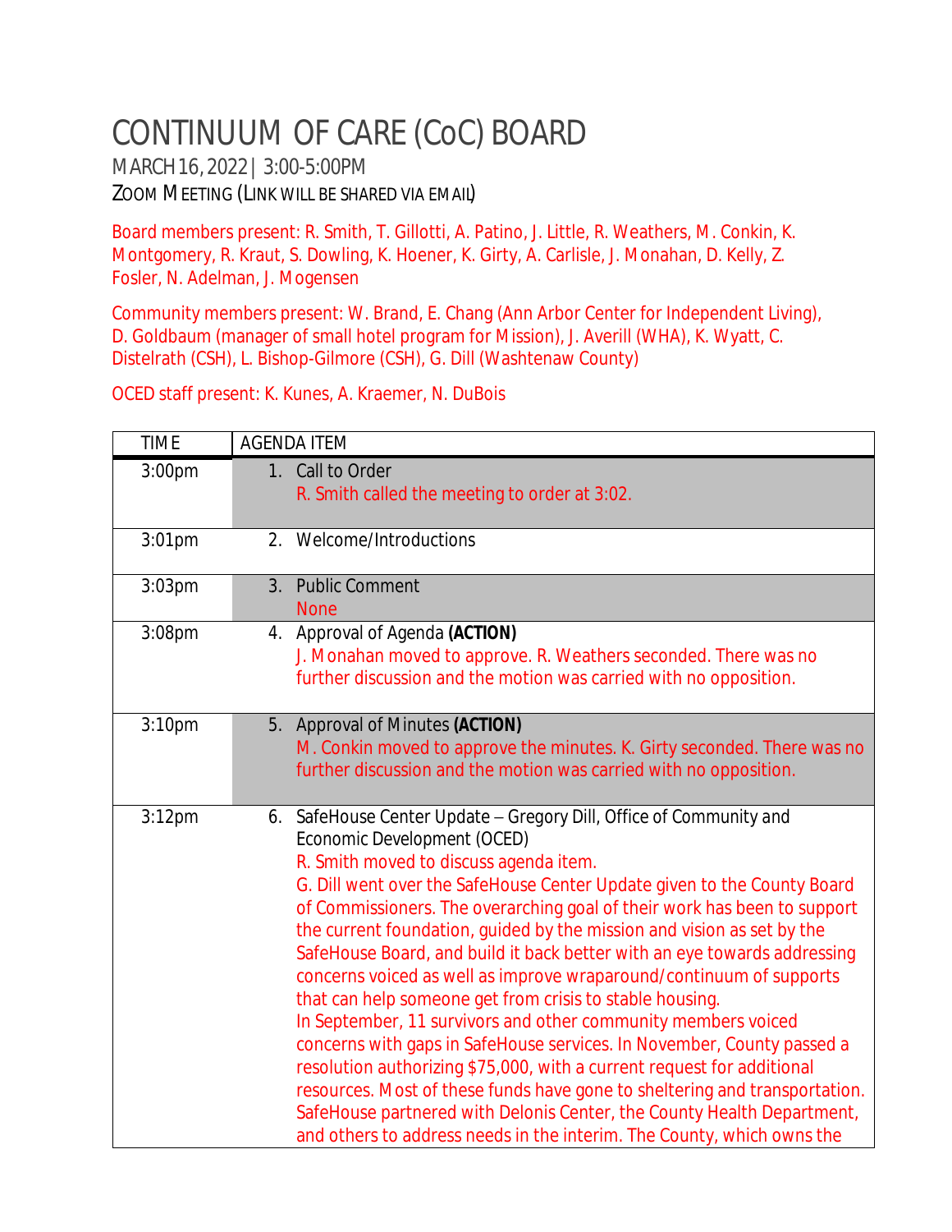# CONTINUUM OF CARE (CoC) BOARD

MARCH 16, 2022 | 3:00-5:00PM

ZOOM MEETING (LINK WILL BE SHARED VIA EMAIL)

Board members present: R. Smith, T. Gillotti, A. Patino, J. Little, R. Weathers, M. Conkin, K. Montgomery, R. Kraut, S. Dowling, K. Hoener, K. Girty, A. Carlisle, J. Monahan, D. Kelly, Z. Fosler, N. Adelman, J. Mogensen

Community members present: W. Brand, E. Chang (Ann Arbor Center for Independent Living), D. Goldbaum (manager of small hotel program for Mission), J. Averill (WHA), K. Wyatt, C. Distelrath (CSH), L. Bishop-Gilmore (CSH), G. Dill (Washtenaw County)

OCED staff present: K. Kunes, A. Kraemer, N. DuBois

| TIME | AGENDA ITEM |
|---|---|
| 3:00pm | 1. Call to Order<br>R. Smith called the meeting to order at 3:02. |
| 3:01pm | 2. Welcome/Introductions |
| 3:03pm | 3. Public Comment<br>None |
| 3:08pm | 4. Approval of Agenda **(ACTION)**<br>J. Monahan moved to approve. R. Weathers seconded. There was no further discussion and the motion was carried with no opposition. |
| 3:10pm | 5. Approval of Minutes **(ACTION)**<br>M. Conkin moved to approve the minutes. K. Girty seconded. There was no further discussion and the motion was carried with no opposition. |
| 3:12pm | 6. SafeHouse Center Update – Gregory Dill, Office of Community and Economic Development (OCED)<br>R. Smith moved to discuss agenda item.<br>G. Dill went over the SafeHouse Center Update given to the County Board of Commissioners. The overarching goal of their work has been to support the current foundation, guided by the mission and vision as set by the SafeHouse Board, and build it back better with an eye towards addressing concerns voiced as well as improve wraparound/continuum of supports that can help someone get from crisis to stable housing.<br>In September, 11 survivors and other community members voiced concerns with gaps in SafeHouse services. In November, County passed a resolution authorizing $75,000, with a current request for additional resources. Most of these funds have gone to sheltering and transportation. SafeHouse partnered with Delonis Center, the County Health Department, and others to address needs in the interim. The County, which owns the |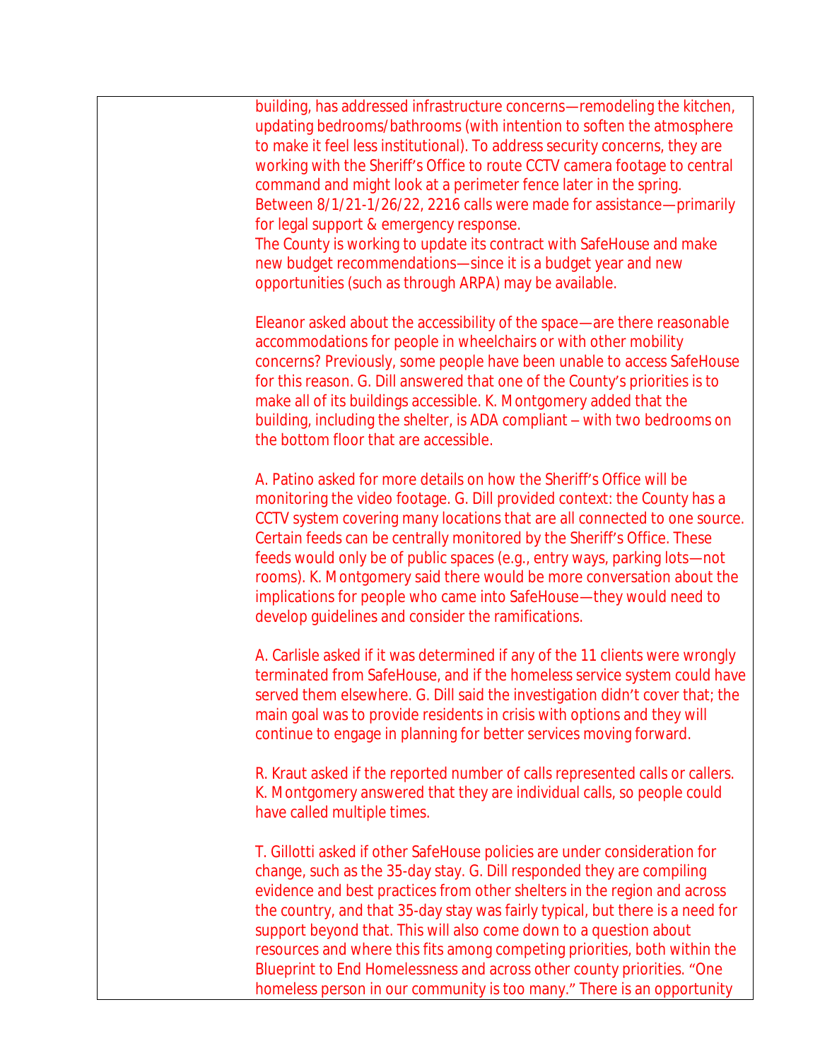building, has addressed infrastructure concerns—remodeling the kitchen, updating bedrooms/bathrooms (with intention to soften the atmosphere to make it feel less institutional). To address security concerns, they are working with the Sheriff's Office to route CCTV camera footage to central command and might look at a perimeter fence later in the spring.
Between 8/1/21-1/26/22, 2216 calls were made for assistance—primarily for legal support & emergency response.
The County is working to update its contract with SafeHouse and make new budget recommendations—since it is a budget year and new opportunities (such as through ARPA) may be available.

Eleanor asked about the accessibility of the space—are there reasonable accommodations for people in wheelchairs or with other mobility concerns? Previously, some people have been unable to access SafeHouse for this reason. G. Dill answered that one of the County's priorities is to make all of its buildings accessible. K. Montgomery added that the building, including the shelter, is ADA compliant – with two bedrooms on the bottom floor that are accessible.

A. Patino asked for more details on how the Sheriff's Office will be monitoring the video footage. G. Dill provided context: the County has a CCTV system covering many locations that are all connected to one source. Certain feeds can be centrally monitored by the Sheriff's Office. These feeds would only be of public spaces (e.g., entry ways, parking lots—not rooms). K. Montgomery said there would be more conversation about the implications for people who came into SafeHouse—they would need to develop guidelines and consider the ramifications.

A. Carlisle asked if it was determined if any of the 11 clients were wrongly terminated from SafeHouse, and if the homeless service system could have served them elsewhere. G. Dill said the investigation didn't cover that; the main goal was to provide residents in crisis with options and they will continue to engage in planning for better services moving forward.

R. Kraut asked if the reported number of calls represented calls or callers. K. Montgomery answered that they are individual calls, so people could have called multiple times.

T. Gillotti asked if other SafeHouse policies are under consideration for change, such as the 35-day stay. G. Dill responded they are compiling evidence and best practices from other shelters in the region and across the country, and that 35-day stay was fairly typical, but there is a need for support beyond that. This will also come down to a question about resources and where this fits among competing priorities, both within the Blueprint to End Homelessness and across other county priorities. "One homeless person in our community is too many." There is an opportunity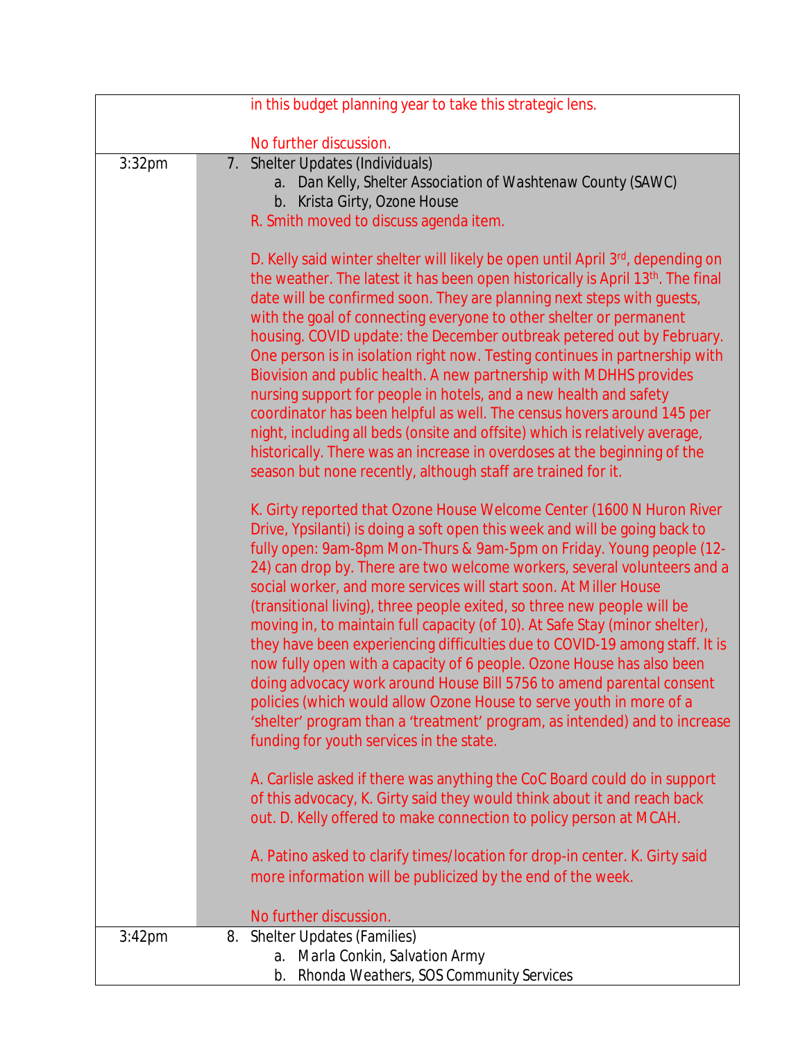| | |
|---|---|
| | in this budget planning year to take this strategic lens.<br><br>No further discussion. |
| 3:32pm | 7. Shelter Updates (Individuals)<br>a. Dan Kelly, Shelter Association of Washtenaw County (SAWC)<br>b. Krista Girty, Ozone House<br>R. Smith moved to discuss agenda item.<br><br>D. Kelly said winter shelter will likely be open until April 3rd, depending on the weather. The latest it has been open historically is April 13th. The final date will be confirmed soon. They are planning next steps with guests, with the goal of connecting everyone to other shelter or permanent housing. COVID update: the December outbreak petered out by February. One person is in isolation right now. Testing continues in partnership with Biovision and public health. A new partnership with MDHHS provides nursing support for people in hotels, and a new health and safety coordinator has been helpful as well. The census hovers around 145 per night, including all beds (onsite and offsite) which is relatively average, historically. There was an increase in overdoses at the beginning of the season but none recently, although staff are trained for it.<br><br>K. Girty reported that Ozone House Welcome Center (1600 N Huron River Drive, Ypsilanti) is doing a soft open this week and will be going back to fully open: 9am-8pm Mon-Thurs & 9am-5pm on Friday. Young people (12-24) can drop by. There are two welcome workers, several volunteers and a social worker, and more services will start soon. At Miller House (transitional living), three people exited, so three new people will be moving in, to maintain full capacity (of 10). At Safe Stay (minor shelter), they have been experiencing difficulties due to COVID-19 among staff. It is now fully open with a capacity of 6 people. Ozone House has also been doing advocacy work around House Bill 5756 to amend parental consent policies (which would allow Ozone House to serve youth in more of a 'shelter' program than a 'treatment' program, as intended) and to increase funding for youth services in the state.<br><br>A. Carlisle asked if there was anything the CoC Board could do in support of this advocacy, K. Girty said they would think about it and reach back out. D. Kelly offered to make connection to policy person at MCAH.<br><br>A. Patino asked to clarify times/location for drop-in center. K. Girty said more information will be publicized by the end of the week.<br><br>No further discussion. |
| 3:42pm | 8. Shelter Updates (Families)<br>a. Marla Conkin, Salvation Army<br>b. Rhonda Weathers, SOS Community Services |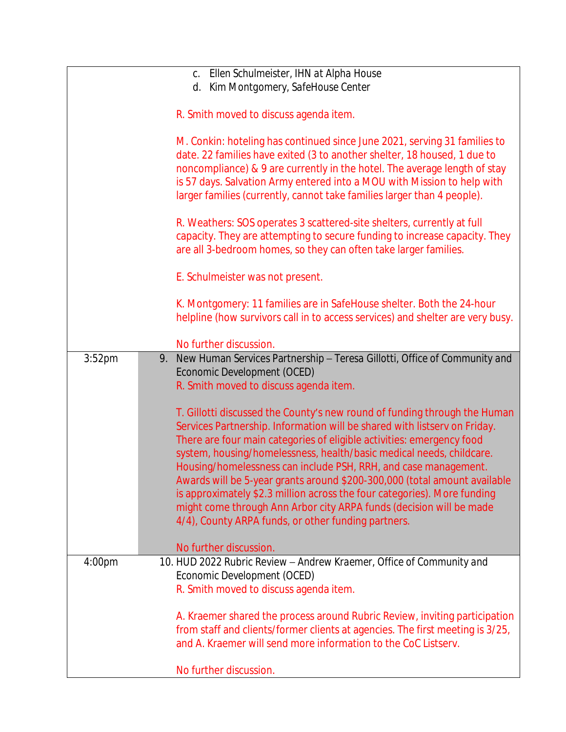| | |
|---|---|
| | c. Ellen Schulmeister, IHN at Alpha House<br>d. Kim Montgomery, SafeHouse Center<br><br>R. Smith moved to discuss agenda item.<br><br>M. Conkin: hoteling has continued since June 2021, serving 31 families to date. 22 families have exited (3 to another shelter, 18 housed, 1 due to noncompliance) & 9 are currently in the hotel. The average length of stay is 57 days. Salvation Army entered into a MOU with Mission to help with larger families (currently, cannot take families larger than 4 people).<br><br>R. Weathers: SOS operates 3 scattered-site shelters, currently at full capacity. They are attempting to secure funding to increase capacity. They are all 3-bedroom homes, so they can often take larger families.<br><br>E. Schulmeister was not present.<br><br>K. Montgomery: 11 families are in SafeHouse shelter. Both the 24-hour helpline (how survivors call in to access services) and shelter are very busy.<br><br>No further discussion. |
| 3:52pm | 9. New Human Services Partnership – Teresa Gillotti, Office of Community and Economic Development (OCED)<br>R. Smith moved to discuss agenda item.<br><br>T. Gillotti discussed the County's new round of funding through the Human Services Partnership. Information will be shared with listserv on Friday. There are four main categories of eligible activities: emergency food system, housing/homelessness, health/basic medical needs, childcare. Housing/homelessness can include PSH, RRH, and case management. Awards will be 5-year grants around $200-300,000 (total amount available is approximately $2.3 million across the four categories). More funding might come through Ann Arbor city ARPA funds (decision will be made 4/4), County ARPA funds, or other funding partners.<br><br>No further discussion. |
| 4:00pm | 10. HUD 2022 Rubric Review – Andrew Kraemer, Office of Community and Economic Development (OCED)<br>R. Smith moved to discuss agenda item.<br><br>A. Kraemer shared the process around Rubric Review, inviting participation from staff and clients/former clients at agencies. The first meeting is 3/25, and A. Kraemer will send more information to the CoC Listserv.<br><br>No further discussion. |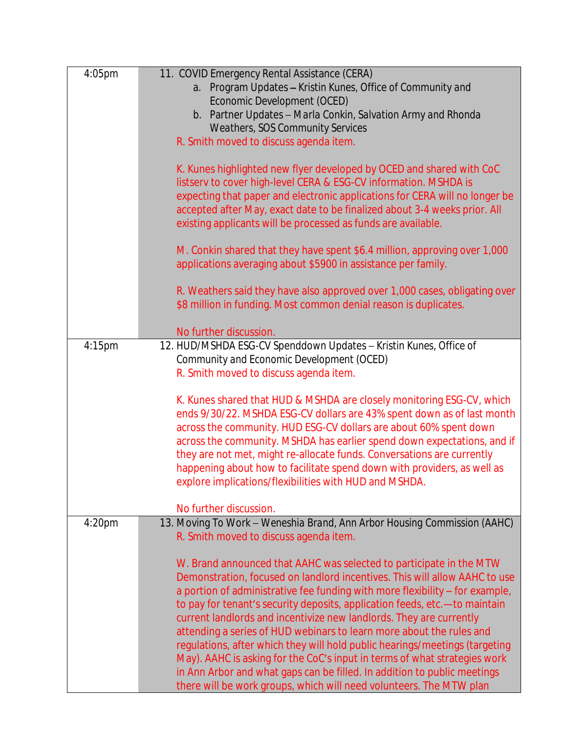| | |
|---|---|
| 4:05pm | 11. COVID Emergency Rental Assistance (CERA)<br>a. Program Updates – Kristin Kunes, Office of Community and Economic Development (OCED)<br>b. Partner Updates – Marla Conkin, Salvation Army and Rhonda Weathers, SOS Community Services<br>R. Smith moved to discuss agenda item.<br><br>K. Kunes highlighted new flyer developed by OCED and shared with CoC listserv to cover high-level CERA & ESG-CV information. MSHDA is expecting that paper and electronic applications for CERA will no longer be accepted after May, exact date to be finalized about 3-4 weeks prior. All existing applicants will be processed as funds are available.<br><br>M. Conkin shared that they have spent $6.4 million, approving over 1,000 applications averaging about $5900 in assistance per family.<br><br>R. Weathers said they have also approved over 1,000 cases, obligating over $8 million in funding. Most common denial reason is duplicates.<br><br>No further discussion. |
| 4:15pm | 12. HUD/MSHDA ESG-CV Spenddown Updates – Kristin Kunes, Office of Community and Economic Development (OCED)<br>R. Smith moved to discuss agenda item.<br><br>K. Kunes shared that HUD & MSHDA are closely monitoring ESG-CV, which ends 9/30/22. MSHDA ESG-CV dollars are 43% spent down as of last month across the community. HUD ESG-CV dollars are about 60% spent down across the community. MSHDA has earlier spend down expectations, and if they are not met, might re-allocate funds. Conversations are currently happening about how to facilitate spend down with providers, as well as explore implications/flexibilities with HUD and MSHDA.<br><br>No further discussion. |
| 4:20pm | 13. Moving To Work – Weneshia Brand, Ann Arbor Housing Commission (AAHC)<br>R. Smith moved to discuss agenda item.<br><br>W. Brand announced that AAHC was selected to participate in the MTW Demonstration, focused on landlord incentives. This will allow AAHC to use a portion of administrative fee funding with more flexibility – for example, to pay for tenant's security deposits, application feeds, etc.—to maintain current landlords and incentivize new landlords. They are currently attending a series of HUD webinars to learn more about the rules and regulations, after which they will hold public hearings/meetings (targeting May). AAHC is asking for the CoC's input in terms of what strategies work in Ann Arbor and what gaps can be filled. In addition to public meetings there will be work groups, which will need volunteers. The MTW plan |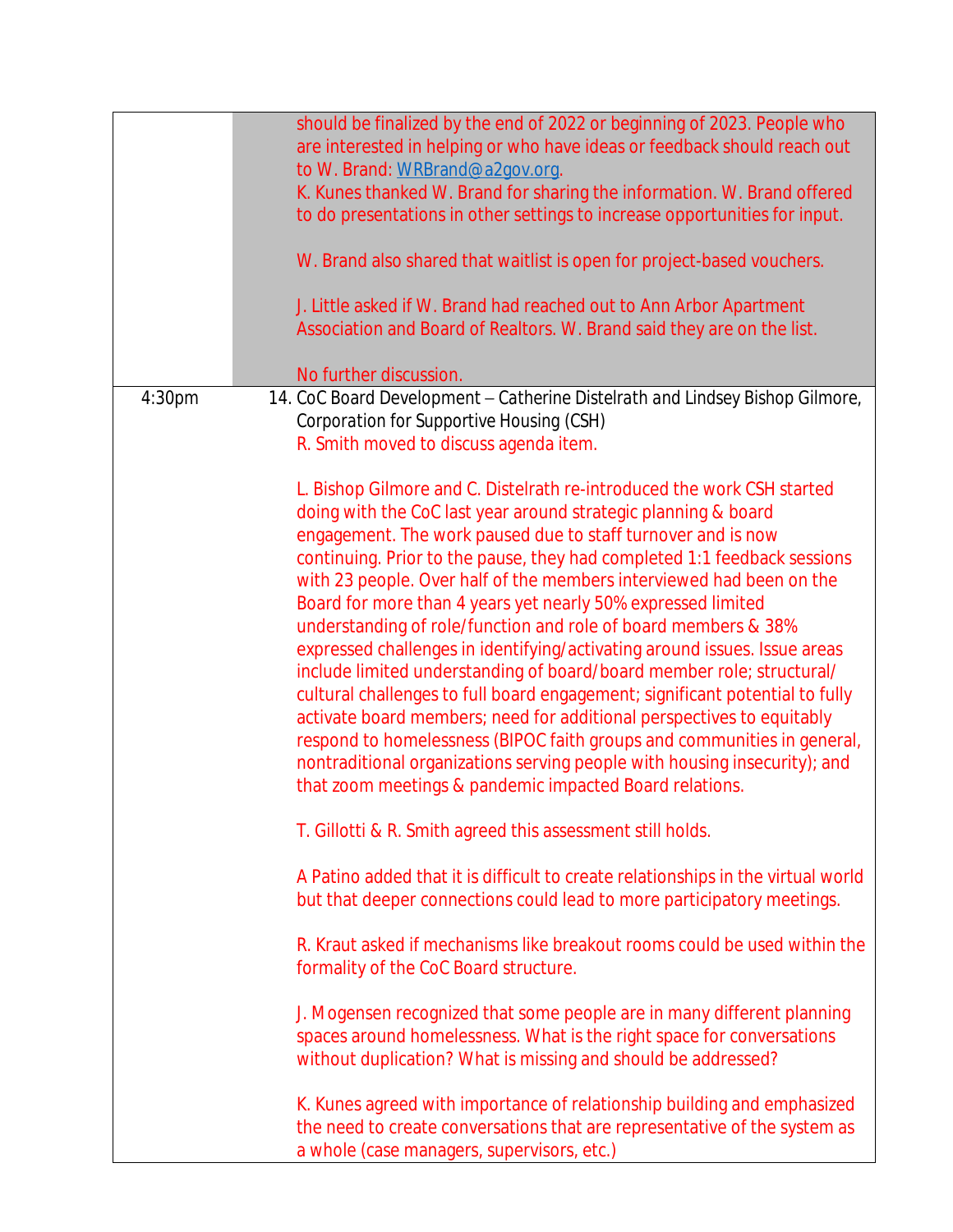| | |
|---|---|
| | should be finalized by the end of 2022 or beginning of 2023. People who are interested in helping or who have ideas or feedback should reach out to W. Brand: WRBrand@a2gov.org.<br>K. Kunes thanked W. Brand for sharing the information. W. Brand offered to do presentations in other settings to increase opportunities for input.<br><br>W. Brand also shared that waitlist is open for project-based vouchers.<br><br>J. Little asked if W. Brand had reached out to Ann Arbor Apartment Association and Board of Realtors. W. Brand said they are on the list.<br><br>No further discussion. |
| 4:30pm | 14. CoC Board Development – Catherine Distelrath and Lindsey Bishop Gilmore, Corporation for Supportive Housing (CSH)<br>R. Smith moved to discuss agenda item.<br><br>L. Bishop Gilmore and C. Distelrath re-introduced the work CSH started doing with the CoC last year around strategic planning & board engagement. The work paused due to staff turnover and is now continuing. Prior to the pause, they had completed 1:1 feedback sessions with 23 people. Over half of the members interviewed had been on the Board for more than 4 years yet nearly 50% expressed limited understanding of role/function and role of board members & 38% expressed challenges in identifying/activating around issues. Issue areas include limited understanding of board/board member role; structural/ cultural challenges to full board engagement; significant potential to fully activate board members; need for additional perspectives to equitably respond to homelessness (BIPOC faith groups and communities in general, nontraditional organizations serving people with housing insecurity); and that zoom meetings & pandemic impacted Board relations.<br><br>T. Gillotti & R. Smith agreed this assessment still holds.<br><br>A Patino added that it is difficult to create relationships in the virtual world but that deeper connections could lead to more participatory meetings.<br><br>R. Kraut asked if mechanisms like breakout rooms could be used within the formality of the CoC Board structure.<br><br>J. Mogensen recognized that some people are in many different planning spaces around homelessness. What is the right space for conversations without duplication? What is missing and should be addressed?<br><br>K. Kunes agreed with importance of relationship building and emphasized the need to create conversations that are representative of the system as a whole (case managers, supervisors, etc.) |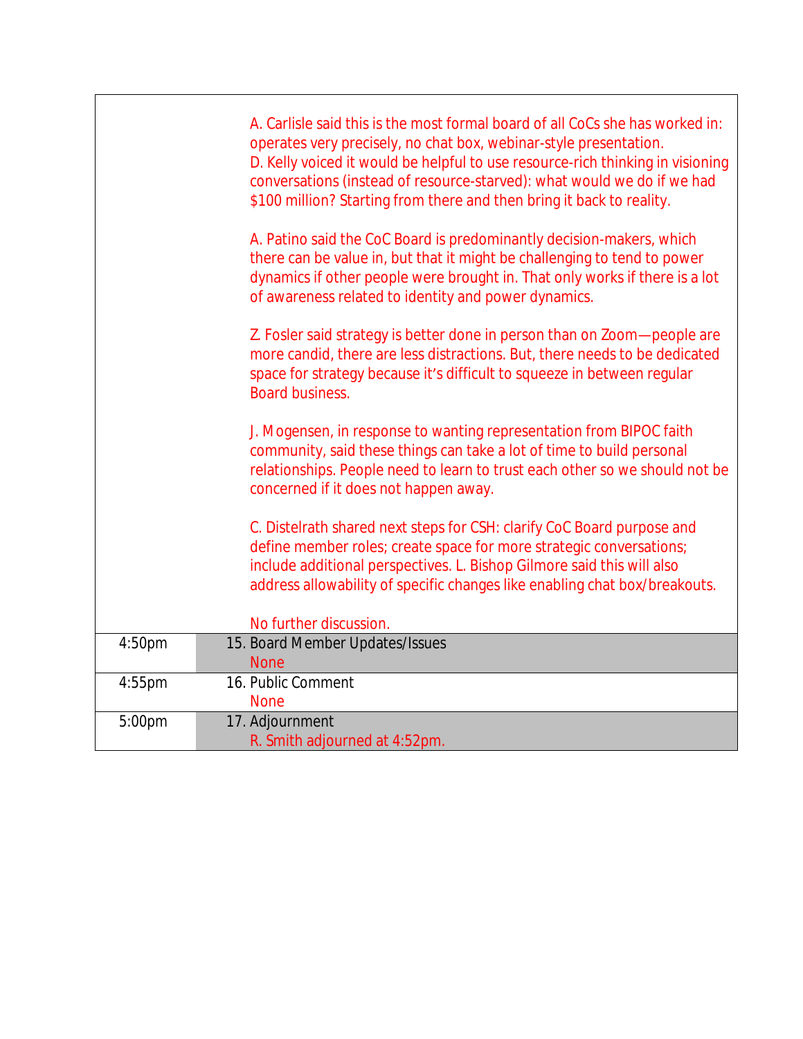| | |
|---|---|
| | A. Carlisle said this is the most formal board of all CoCs she has worked in: operates very precisely, no chat box, webinar-style presentation.<br>D. Kelly voiced it would be helpful to use resource-rich thinking in visioning conversations (instead of resource-starved): what would we do if we had $100 million? Starting from there and then bring it back to reality.<br><br>A. Patino said the CoC Board is predominantly decision-makers, which there can be value in, but that it might be challenging to tend to power dynamics if other people were brought in. That only works if there is a lot of awareness related to identity and power dynamics.<br><br>Z. Fosler said strategy is better done in person than on Zoom—people are more candid, there are less distractions. But, there needs to be dedicated space for strategy because it's difficult to squeeze in between regular Board business.<br><br>J. Mogensen, in response to wanting representation from BIPOC faith community, said these things can take a lot of time to build personal relationships. People need to learn to trust each other so we should not be concerned if it does not happen away.<br><br>C. Distelrath shared next steps for CSH: clarify CoC Board purpose and define member roles; create space for more strategic conversations; include additional perspectives. L. Bishop Gilmore said this will also address allowability of specific changes like enabling chat box/breakouts.<br><br>No further discussion. |
| 4:50pm | 15. Board Member Updates/Issues<br>None |
| 4:55pm | 16. Public Comment<br>None |
| 5:00pm | 17. Adjournment<br>R. Smith adjourned at 4:52pm. |